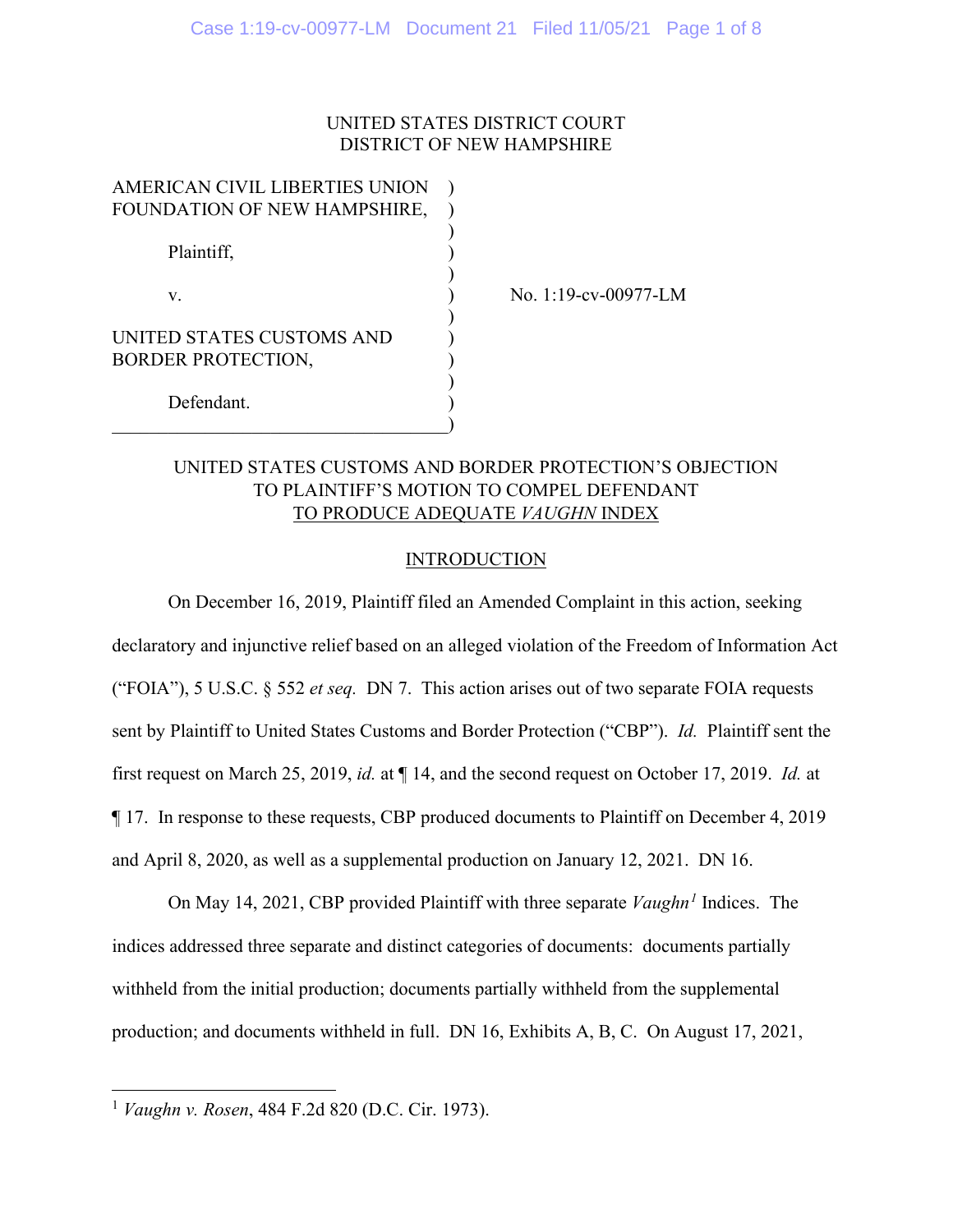UNITED STATES DISTRICT COURT
DISTRICT OF NEW HAMPSHIRE

| | | |
|---|---|---|
| AMERICAN CIVIL LIBERTIES UNION FOUNDATION OF NEW HAMPSHIRE, Plaintiff, | ) | |
| v. | ) | No. 1:19-cv-00977-LM |
| UNITED STATES CUSTOMS AND BORDER PROTECTION, Defendant. | ) | |

UNITED STATES CUSTOMS AND BORDER PROTECTION'S OBJECTION TO PLAINTIFF'S MOTION TO COMPEL DEFENDANT TO PRODUCE ADEQUATE *VAUGHN* INDEX

## INTRODUCTION

On December 16, 2019, Plaintiff filed an Amended Complaint in this action, seeking declaratory and injunctive relief based on an alleged violation of the Freedom of Information Act ("FOIA"), 5 U.S.C. § 552 *et seq.* DN 7. This action arises out of two separate FOIA requests sent by Plaintiff to United States Customs and Border Protection ("CBP"). *Id.* Plaintiff sent the first request on March 25, 2019, *id.* at ¶ 14, and the second request on October 17, 2019. *Id.* at ¶ 17. In response to these requests, CBP produced documents to Plaintiff on December 4, 2019 and April 8, 2020, as well as a supplemental production on January 12, 2021. DN 16.

On May 14, 2021, CBP provided Plaintiff with three separate *Vaughn*[1] Indices. The indices addressed three separate and distinct categories of documents: documents partially withheld from the initial production; documents partially withheld from the supplemental production; and documents withheld in full. DN 16, Exhibits A, B, C. On August 17, 2021,

[1] *Vaughn v. Rosen*, 484 F.2d 820 (D.C. Cir. 1973).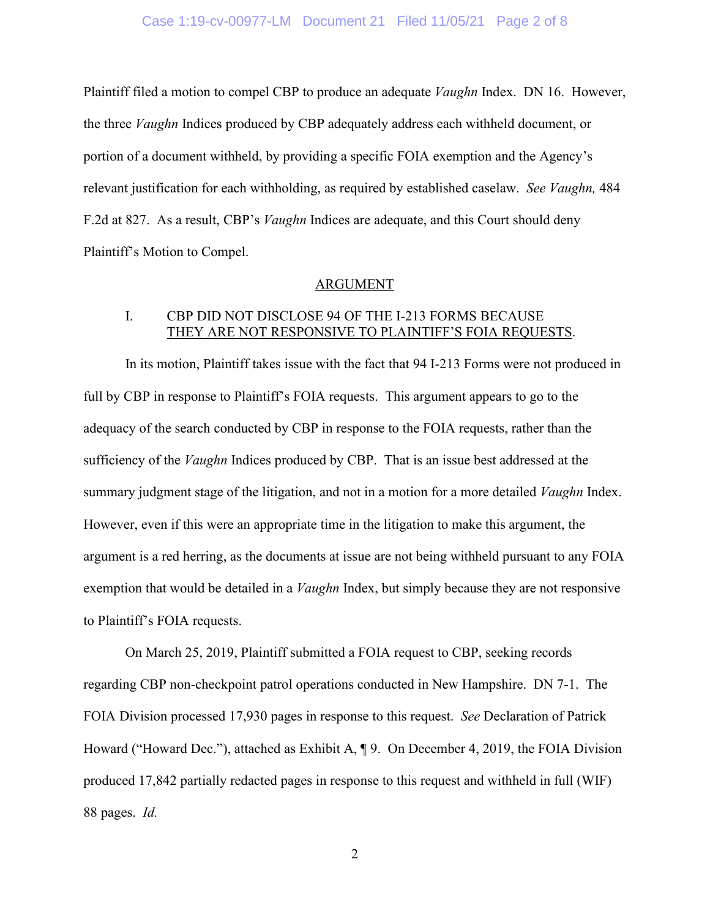Plaintiff filed a motion to compel CBP to produce an adequate *Vaughn* Index. DN 16. However, the three *Vaughn* Indices produced by CBP adequately address each withheld document, or portion of a document withheld, by providing a specific FOIA exemption and the Agency's relevant justification for each withholding, as required by established caselaw. *See Vaughn,* 484 F.2d at 827. As a result, CBP's *Vaughn* Indices are adequate, and this Court should deny Plaintiff's Motion to Compel.

## ARGUMENT

### I. CBP DID NOT DISCLOSE 94 OF THE I-213 FORMS BECAUSE THEY ARE NOT RESPONSIVE TO PLAINTIFF'S FOIA REQUESTS.

In its motion, Plaintiff takes issue with the fact that 94 I-213 Forms were not produced in full by CBP in response to Plaintiff's FOIA requests. This argument appears to go to the adequacy of the search conducted by CBP in response to the FOIA requests, rather than the sufficiency of the *Vaughn* Indices produced by CBP. That is an issue best addressed at the summary judgment stage of the litigation, and not in a motion for a more detailed *Vaughn* Index. However, even if this were an appropriate time in the litigation to make this argument, the argument is a red herring, as the documents at issue are not being withheld pursuant to any FOIA exemption that would be detailed in a *Vaughn* Index, but simply because they are not responsive to Plaintiff's FOIA requests.

On March 25, 2019, Plaintiff submitted a FOIA request to CBP, seeking records regarding CBP non-checkpoint patrol operations conducted in New Hampshire. DN 7-1. The FOIA Division processed 17,930 pages in response to this request. *See* Declaration of Patrick Howard ("Howard Dec."), attached as Exhibit A, ¶ 9. On December 4, 2019, the FOIA Division produced 17,842 partially redacted pages in response to this request and withheld in full (WIF) 88 pages. *Id.*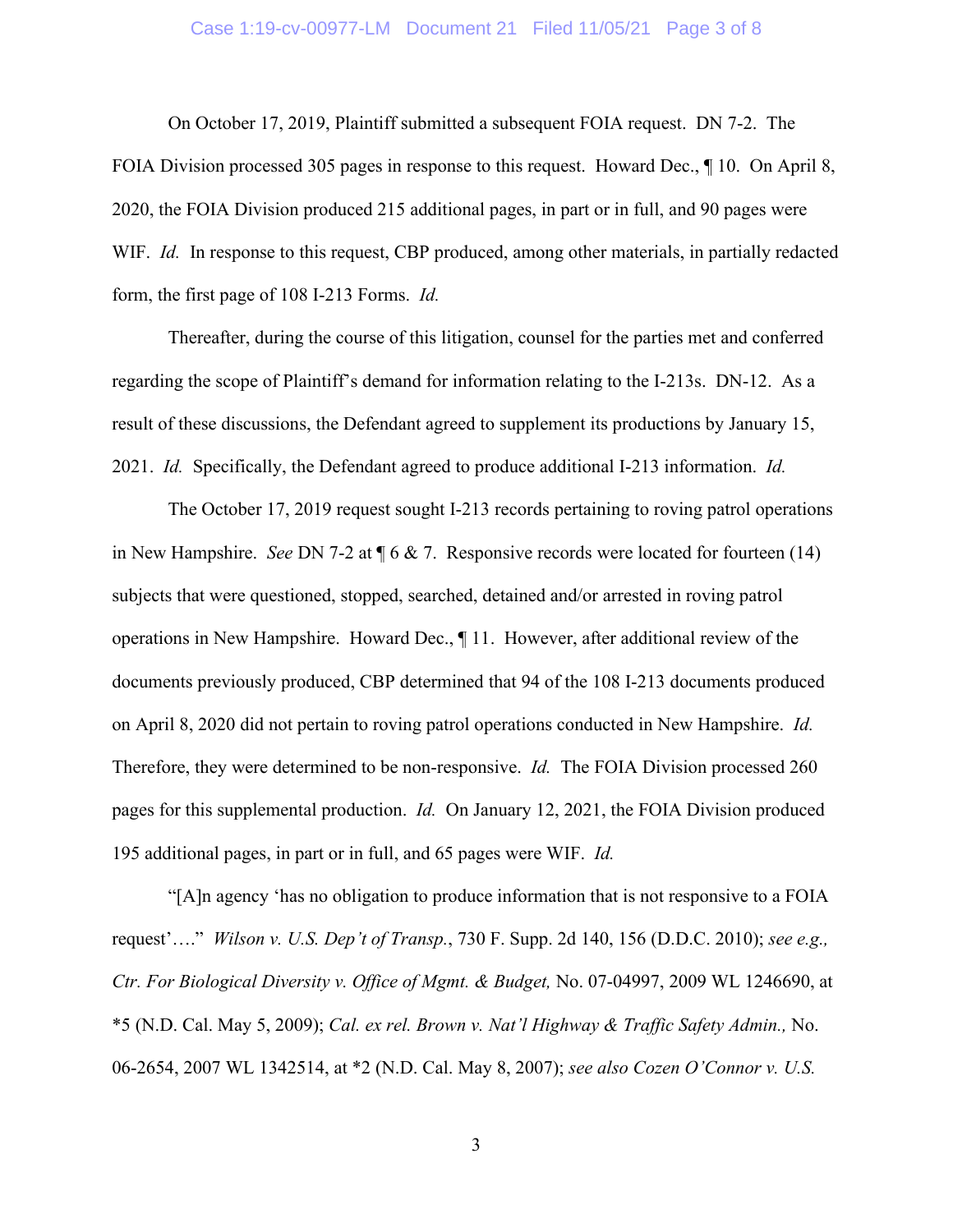On October 17, 2019, Plaintiff submitted a subsequent FOIA request. DN 7-2. The FOIA Division processed 305 pages in response to this request. Howard Dec., ¶ 10. On April 8, 2020, the FOIA Division produced 215 additional pages, in part or in full, and 90 pages were WIF. *Id.* In response to this request, CBP produced, among other materials, in partially redacted form, the first page of 108 I-213 Forms. *Id.*

Thereafter, during the course of this litigation, counsel for the parties met and conferred regarding the scope of Plaintiff's demand for information relating to the I-213s. DN-12. As a result of these discussions, the Defendant agreed to supplement its productions by January 15, 2021. *Id.* Specifically, the Defendant agreed to produce additional I-213 information. *Id.*

The October 17, 2019 request sought I-213 records pertaining to roving patrol operations in New Hampshire. *See* DN 7-2 at ¶ 6 & 7. Responsive records were located for fourteen (14) subjects that were questioned, stopped, searched, detained and/or arrested in roving patrol operations in New Hampshire. Howard Dec., ¶ 11. However, after additional review of the documents previously produced, CBP determined that 94 of the 108 I-213 documents produced on April 8, 2020 did not pertain to roving patrol operations conducted in New Hampshire. *Id.* Therefore, they were determined to be non-responsive. *Id.* The FOIA Division processed 260 pages for this supplemental production. *Id.* On January 12, 2021, the FOIA Division produced 195 additional pages, in part or in full, and 65 pages were WIF. *Id.*

"[A]n agency 'has no obligation to produce information that is not responsive to a FOIA request'…." *Wilson v. U.S. Dep't of Transp.*, 730 F. Supp. 2d 140, 156 (D.D.C. 2010); *see e.g., Ctr. For Biological Diversity v. Office of Mgmt. & Budget,* No. 07-04997, 2009 WL 1246690, at *5 (N.D. Cal. May 5, 2009); *Cal. ex rel. Brown v. Nat'l Highway & Traffic Safety Admin.,* No. 06-2654, 2007 WL 1342514, at *2 (N.D. Cal. May 8, 2007); *see also Cozen O'Connor v. U.S.*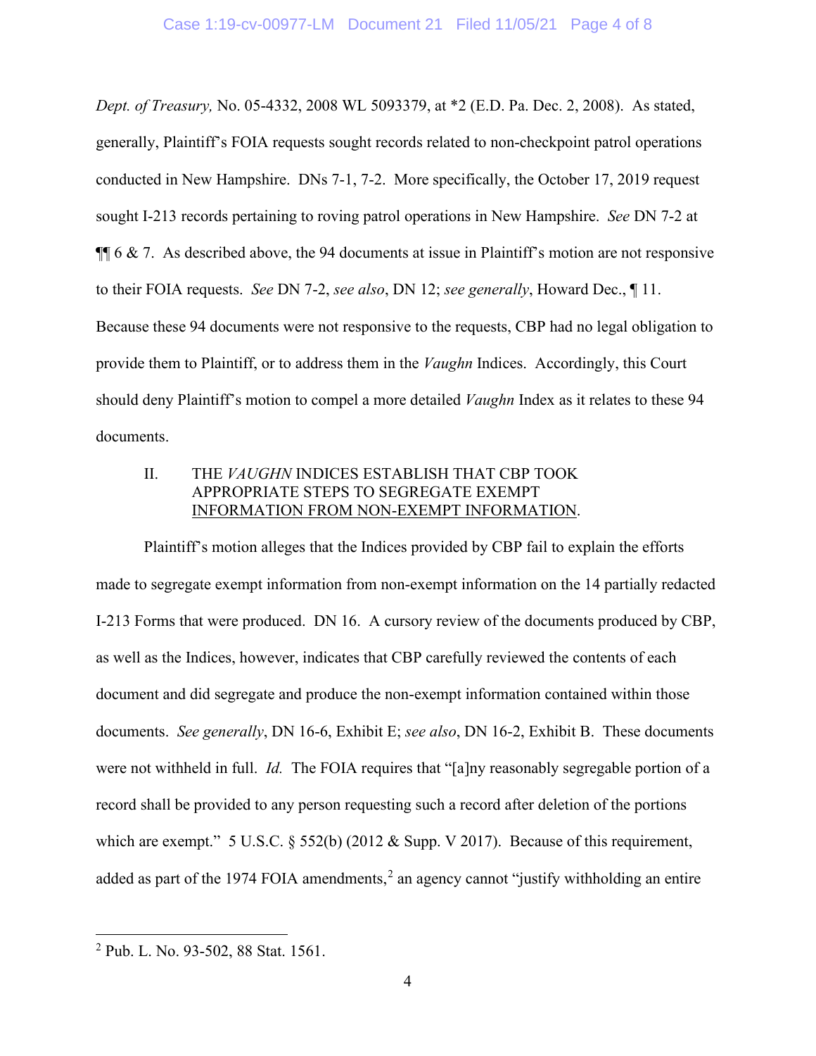*Dept. of Treasury,* No. 05-4332, 2008 WL 5093379, at *2 (E.D. Pa. Dec. 2, 2008). As stated, generally, Plaintiff's FOIA requests sought records related to non-checkpoint patrol operations conducted in New Hampshire. DNs 7-1, 7-2. More specifically, the October 17, 2019 request sought I-213 records pertaining to roving patrol operations in New Hampshire. *See* DN 7-2 at ¶¶ 6 & 7. As described above, the 94 documents at issue in Plaintiff's motion are not responsive to their FOIA requests. *See* DN 7-2, *see also*, DN 12; *see generally*, Howard Dec., ¶ 11. Because these 94 documents were not responsive to the requests, CBP had no legal obligation to provide them to Plaintiff, or to address them in the *Vaughn* Indices. Accordingly, this Court should deny Plaintiff's motion to compel a more detailed *Vaughn* Index as it relates to these 94 documents.

## II. THE *VAUGHN* INDICES ESTABLISH THAT CBP TOOK APPROPRIATE STEPS TO SEGREGATE EXEMPT INFORMATION FROM NON-EXEMPT INFORMATION.

Plaintiff's motion alleges that the Indices provided by CBP fail to explain the efforts made to segregate exempt information from non-exempt information on the 14 partially redacted I-213 Forms that were produced. DN 16. A cursory review of the documents produced by CBP, as well as the Indices, however, indicates that CBP carefully reviewed the contents of each document and did segregate and produce the non-exempt information contained within those documents. *See generally*, DN 16-6, Exhibit E; *see also*, DN 16-2, Exhibit B. These documents were not withheld in full. *Id.* The FOIA requires that "[a]ny reasonably segregable portion of a record shall be provided to any person requesting such a record after deletion of the portions which are exempt." 5 U.S.C. § 552(b) (2012 & Supp. V 2017). Because of this requirement, added as part of the 1974 FOIA amendments,[2] an agency cannot "justify withholding an entire

---

[2] Pub. L. No. 93-502, 88 Stat. 1561.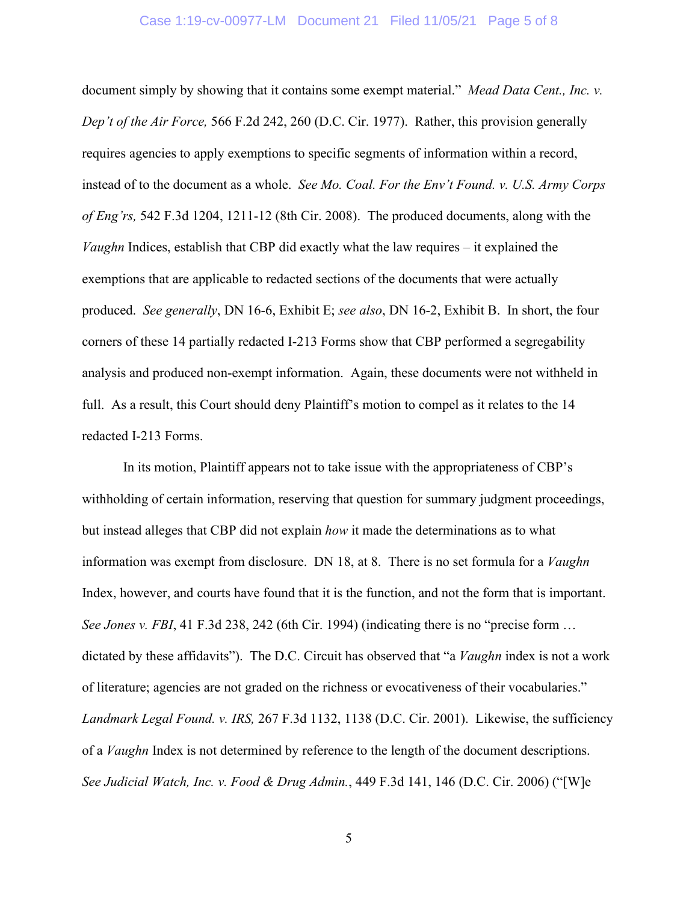document simply by showing that it contains some exempt material." *Mead Data Cent., Inc. v. Dep't of the Air Force,* 566 F.2d 242, 260 (D.C. Cir. 1977). Rather, this provision generally requires agencies to apply exemptions to specific segments of information within a record, instead of to the document as a whole. *See Mo. Coal. For the Env't Found. v. U.S. Army Corps of Eng'rs,* 542 F.3d 1204, 1211-12 (8th Cir. 2008). The produced documents, along with the *Vaughn* Indices, establish that CBP did exactly what the law requires – it explained the exemptions that are applicable to redacted sections of the documents that were actually produced. *See generally*, DN 16-6, Exhibit E; *see also*, DN 16-2, Exhibit B. In short, the four corners of these 14 partially redacted I-213 Forms show that CBP performed a segregability analysis and produced non-exempt information. Again, these documents were not withheld in full. As a result, this Court should deny Plaintiff's motion to compel as it relates to the 14 redacted I-213 Forms.

In its motion, Plaintiff appears not to take issue with the appropriateness of CBP's withholding of certain information, reserving that question for summary judgment proceedings, but instead alleges that CBP did not explain *how* it made the determinations as to what information was exempt from disclosure. DN 18, at 8. There is no set formula for a *Vaughn* Index, however, and courts have found that it is the function, and not the form that is important. *See Jones v. FBI*, 41 F.3d 238, 242 (6th Cir. 1994) (indicating there is no "precise form … dictated by these affidavits"). The D.C. Circuit has observed that "a *Vaughn* index is not a work of literature; agencies are not graded on the richness or evocativeness of their vocabularies." *Landmark Legal Found. v. IRS,* 267 F.3d 1132, 1138 (D.C. Cir. 2001). Likewise, the sufficiency of a *Vaughn* Index is not determined by reference to the length of the document descriptions. *See Judicial Watch, Inc. v. Food & Drug Admin.*, 449 F.3d 141, 146 (D.C. Cir. 2006) ("[W]e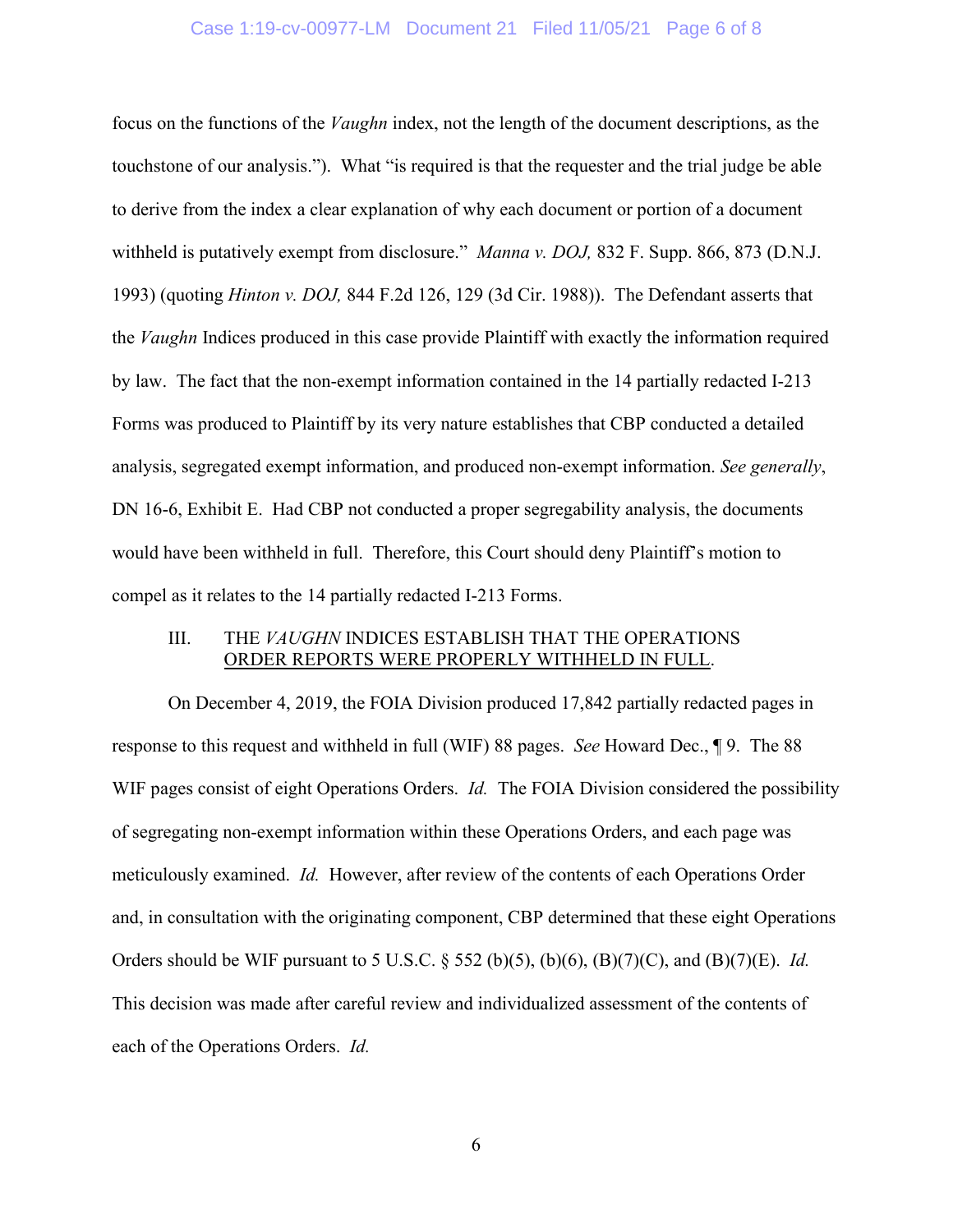focus on the functions of the *Vaughn* index, not the length of the document descriptions, as the touchstone of our analysis."). What "is required is that the requester and the trial judge be able to derive from the index a clear explanation of why each document or portion of a document withheld is putatively exempt from disclosure." *Manna v. DOJ,* 832 F. Supp. 866, 873 (D.N.J. 1993) (quoting *Hinton v. DOJ,* 844 F.2d 126, 129 (3d Cir. 1988)). The Defendant asserts that the *Vaughn* Indices produced in this case provide Plaintiff with exactly the information required by law. The fact that the non-exempt information contained in the 14 partially redacted I-213 Forms was produced to Plaintiff by its very nature establishes that CBP conducted a detailed analysis, segregated exempt information, and produced non-exempt information. *See generally*, DN 16-6, Exhibit E. Had CBP not conducted a proper segregability analysis, the documents would have been withheld in full. Therefore, this Court should deny Plaintiff's motion to compel as it relates to the 14 partially redacted I-213 Forms.

## III. THE *VAUGHN* INDICES ESTABLISH THAT THE OPERATIONS ORDER REPORTS WERE PROPERLY WITHHELD IN FULL.

On December 4, 2019, the FOIA Division produced 17,842 partially redacted pages in response to this request and withheld in full (WIF) 88 pages. *See* Howard Dec., ¶ 9. The 88 WIF pages consist of eight Operations Orders. *Id.* The FOIA Division considered the possibility of segregating non-exempt information within these Operations Orders, and each page was meticulously examined. *Id.* However, after review of the contents of each Operations Order and, in consultation with the originating component, CBP determined that these eight Operations Orders should be WIF pursuant to 5 U.S.C. § 552 (b)(5), (b)(6), (B)(7)(C), and (B)(7)(E). *Id.* This decision was made after careful review and individualized assessment of the contents of each of the Operations Orders. *Id.*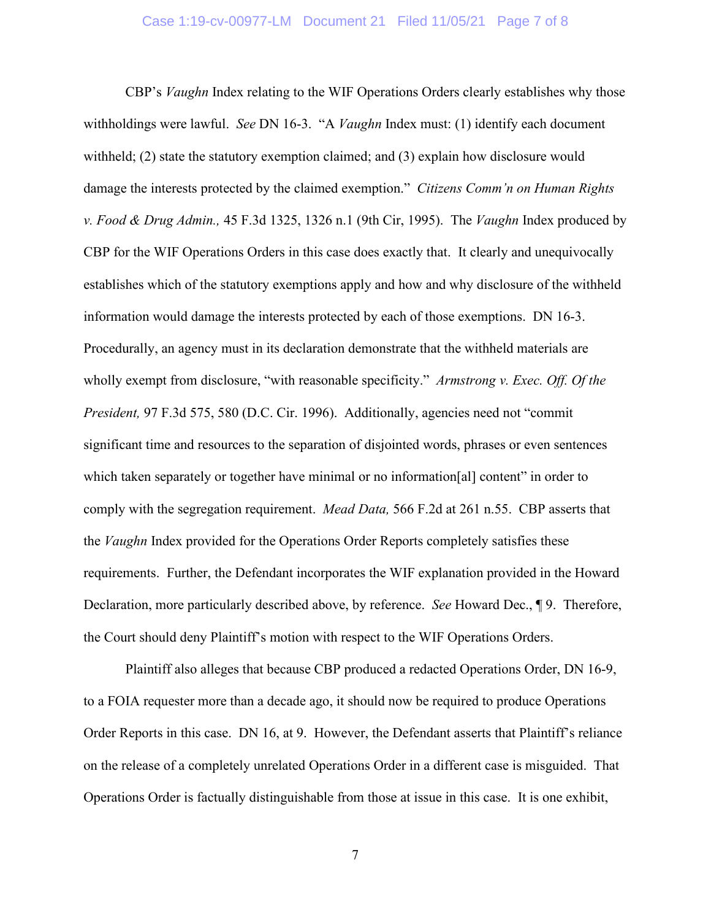CBP's *Vaughn* Index relating to the WIF Operations Orders clearly establishes why those withholdings were lawful. *See* DN 16-3. "A *Vaughn* Index must: (1) identify each document withheld; (2) state the statutory exemption claimed; and (3) explain how disclosure would damage the interests protected by the claimed exemption." *Citizens Comm'n on Human Rights v. Food & Drug Admin.,* 45 F.3d 1325, 1326 n.1 (9th Cir, 1995). The *Vaughn* Index produced by CBP for the WIF Operations Orders in this case does exactly that. It clearly and unequivocally establishes which of the statutory exemptions apply and how and why disclosure of the withheld information would damage the interests protected by each of those exemptions. DN 16-3. Procedurally, an agency must in its declaration demonstrate that the withheld materials are wholly exempt from disclosure, "with reasonable specificity." *Armstrong v. Exec. Off. Of the President,* 97 F.3d 575, 580 (D.C. Cir. 1996). Additionally, agencies need not "commit significant time and resources to the separation of disjointed words, phrases or even sentences which taken separately or together have minimal or no information[al] content" in order to comply with the segregation requirement. *Mead Data,* 566 F.2d at 261 n.55. CBP asserts that the *Vaughn* Index provided for the Operations Order Reports completely satisfies these requirements. Further, the Defendant incorporates the WIF explanation provided in the Howard Declaration, more particularly described above, by reference. *See* Howard Dec., ¶ 9. Therefore, the Court should deny Plaintiff's motion with respect to the WIF Operations Orders.

Plaintiff also alleges that because CBP produced a redacted Operations Order, DN 16-9, to a FOIA requester more than a decade ago, it should now be required to produce Operations Order Reports in this case. DN 16, at 9. However, the Defendant asserts that Plaintiff's reliance on the release of a completely unrelated Operations Order in a different case is misguided. That Operations Order is factually distinguishable from those at issue in this case. It is one exhibit,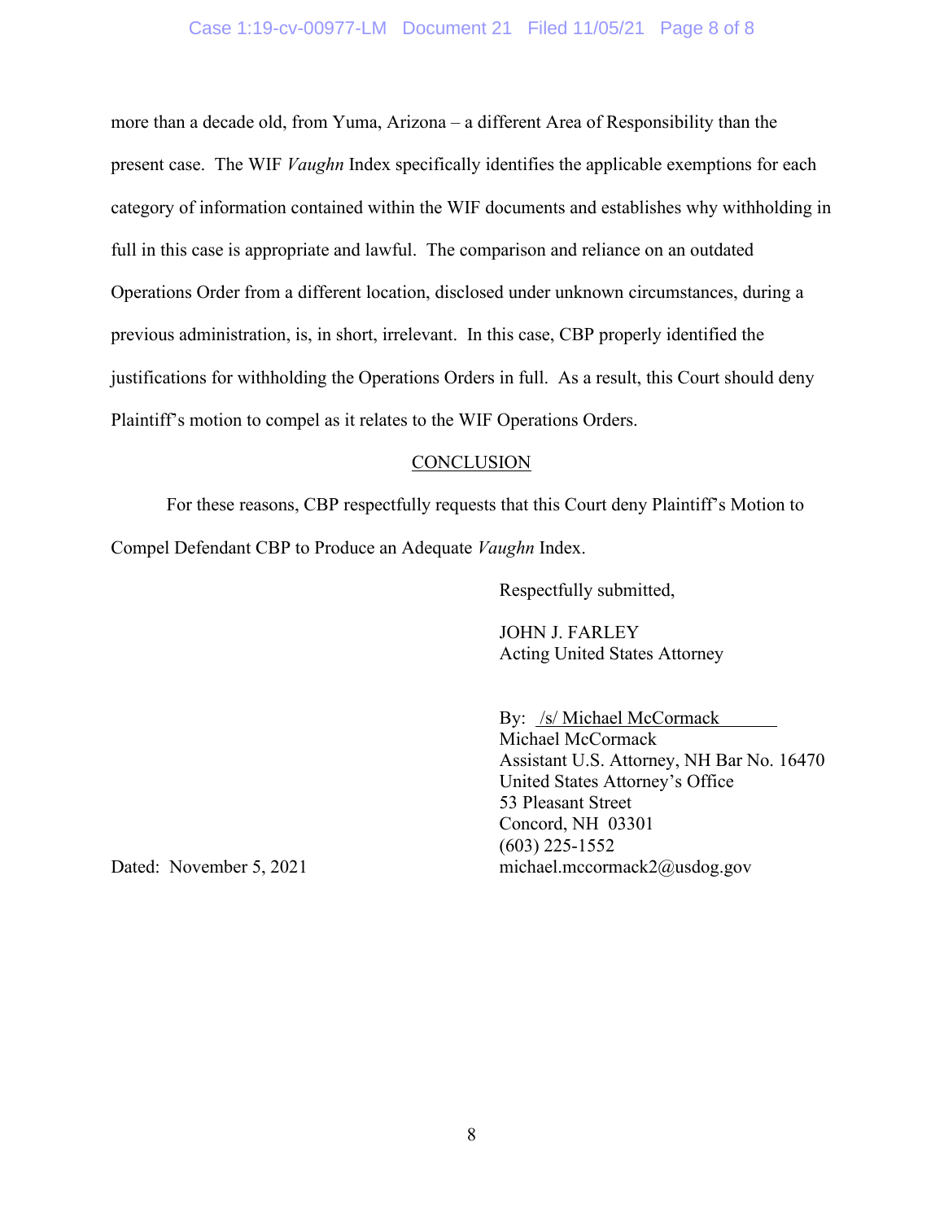more than a decade old, from Yuma, Arizona – a different Area of Responsibility than the present case. The WIF *Vaughn* Index specifically identifies the applicable exemptions for each category of information contained within the WIF documents and establishes why withholding in full in this case is appropriate and lawful. The comparison and reliance on an outdated Operations Order from a different location, disclosed under unknown circumstances, during a previous administration, is, in short, irrelevant. In this case, CBP properly identified the justifications for withholding the Operations Orders in full. As a result, this Court should deny Plaintiff's motion to compel as it relates to the WIF Operations Orders.

## CONCLUSION

For these reasons, CBP respectfully requests that this Court deny Plaintiff's Motion to Compel Defendant CBP to Produce an Adequate *Vaughn* Index.

Respectfully submitted,

JOHN J. FARLEY
Acting United States Attorney

By: /s/ Michael McCormack
Michael McCormack
Assistant U.S. Attorney, NH Bar No. 16470
United States Attorney's Office
53 Pleasant Street
Concord, NH 03301
(603) 225-1552
michael.mccormack2@usdog.gov

Dated: November 5, 2021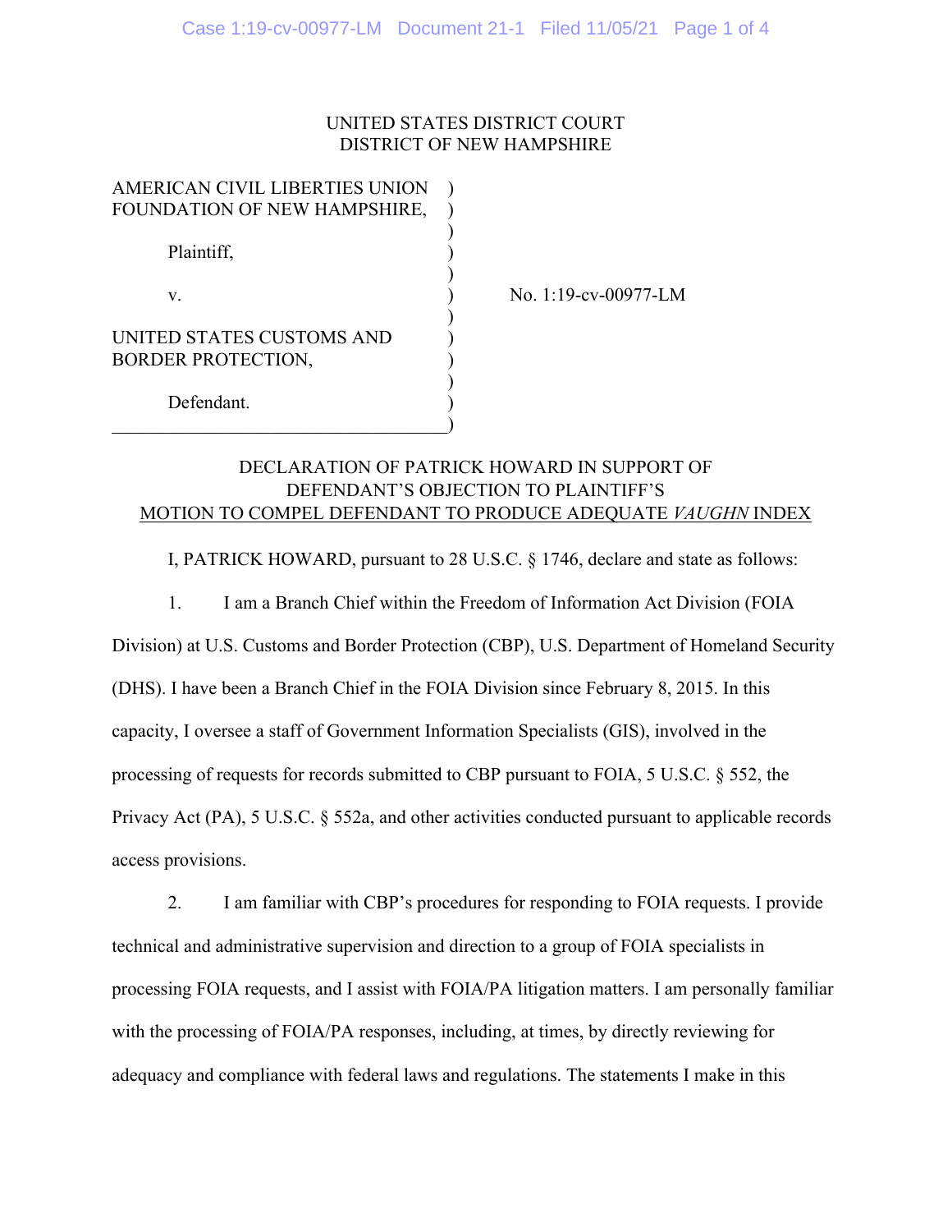UNITED STATES DISTRICT COURT
DISTRICT OF NEW HAMPSHIRE

| | | |
|---|---|---|
| AMERICAN CIVIL LIBERTIES UNION FOUNDATION OF NEW HAMPSHIRE, | ) | |
| Plaintiff, | ) | |
| v. | ) | No. 1:19-cv-00977-LM |
| UNITED STATES CUSTOMS AND BORDER PROTECTION, | ) | |
| Defendant. | ) | |

DECLARATION OF PATRICK HOWARD IN SUPPORT OF
DEFENDANT'S OBJECTION TO PLAINTIFF'S
MOTION TO COMPEL DEFENDANT TO PRODUCE ADEQUATE *VAUGHN* INDEX

I, PATRICK HOWARD, pursuant to 28 U.S.C. § 1746, declare and state as follows:

1. I am a Branch Chief within the Freedom of Information Act Division (FOIA Division) at U.S. Customs and Border Protection (CBP), U.S. Department of Homeland Security (DHS). I have been a Branch Chief in the FOIA Division since February 8, 2015. In this capacity, I oversee a staff of Government Information Specialists (GIS), involved in the processing of requests for records submitted to CBP pursuant to FOIA, 5 U.S.C. § 552, the Privacy Act (PA), 5 U.S.C. § 552a, and other activities conducted pursuant to applicable records access provisions.

2. I am familiar with CBP's procedures for responding to FOIA requests. I provide technical and administrative supervision and direction to a group of FOIA specialists in processing FOIA requests, and I assist with FOIA/PA litigation matters. I am personally familiar with the processing of FOIA/PA responses, including, at times, by directly reviewing for adequacy and compliance with federal laws and regulations. The statements I make in this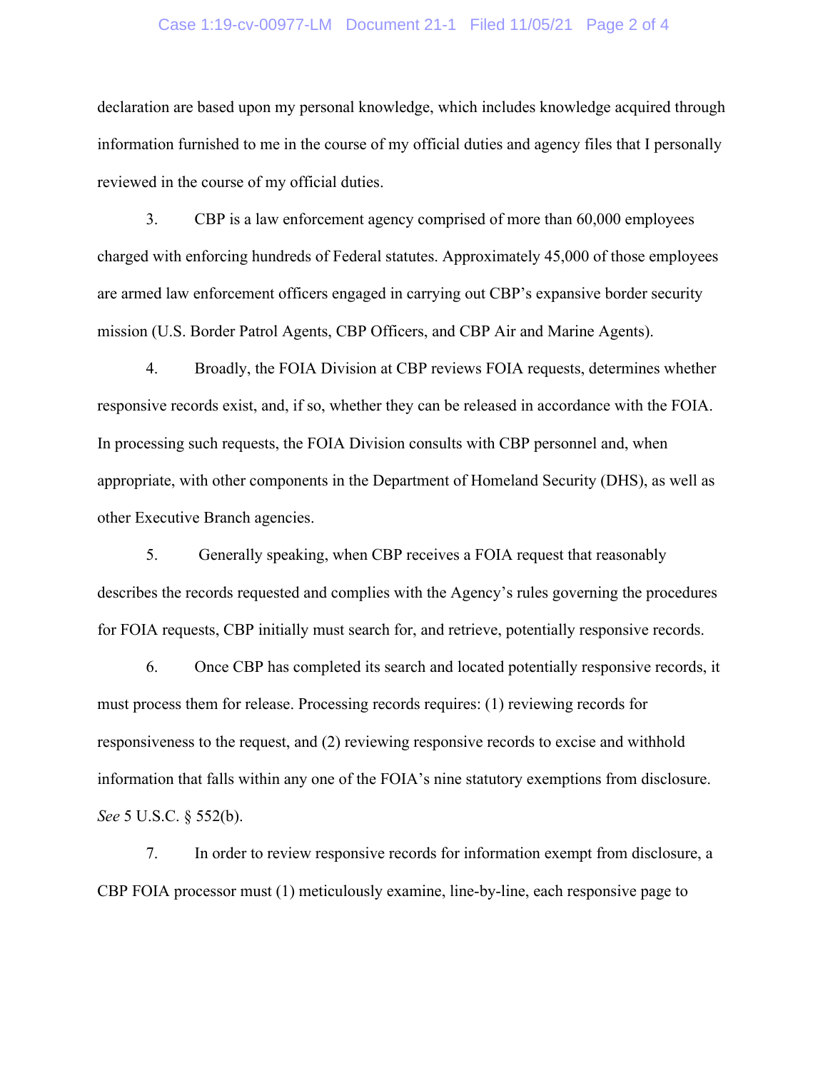declaration are based upon my personal knowledge, which includes knowledge acquired through information furnished to me in the course of my official duties and agency files that I personally reviewed in the course of my official duties.

3. CBP is a law enforcement agency comprised of more than 60,000 employees charged with enforcing hundreds of Federal statutes. Approximately 45,000 of those employees are armed law enforcement officers engaged in carrying out CBP's expansive border security mission (U.S. Border Patrol Agents, CBP Officers, and CBP Air and Marine Agents).

4. Broadly, the FOIA Division at CBP reviews FOIA requests, determines whether responsive records exist, and, if so, whether they can be released in accordance with the FOIA. In processing such requests, the FOIA Division consults with CBP personnel and, when appropriate, with other components in the Department of Homeland Security (DHS), as well as other Executive Branch agencies.

5. Generally speaking, when CBP receives a FOIA request that reasonably describes the records requested and complies with the Agency's rules governing the procedures for FOIA requests, CBP initially must search for, and retrieve, potentially responsive records.

6. Once CBP has completed its search and located potentially responsive records, it must process them for release. Processing records requires: (1) reviewing records for responsiveness to the request, and (2) reviewing responsive records to excise and withhold information that falls within any one of the FOIA's nine statutory exemptions from disclosure. *See* 5 U.S.C. § 552(b).

7. In order to review responsive records for information exempt from disclosure, a CBP FOIA processor must (1) meticulously examine, line-by-line, each responsive page to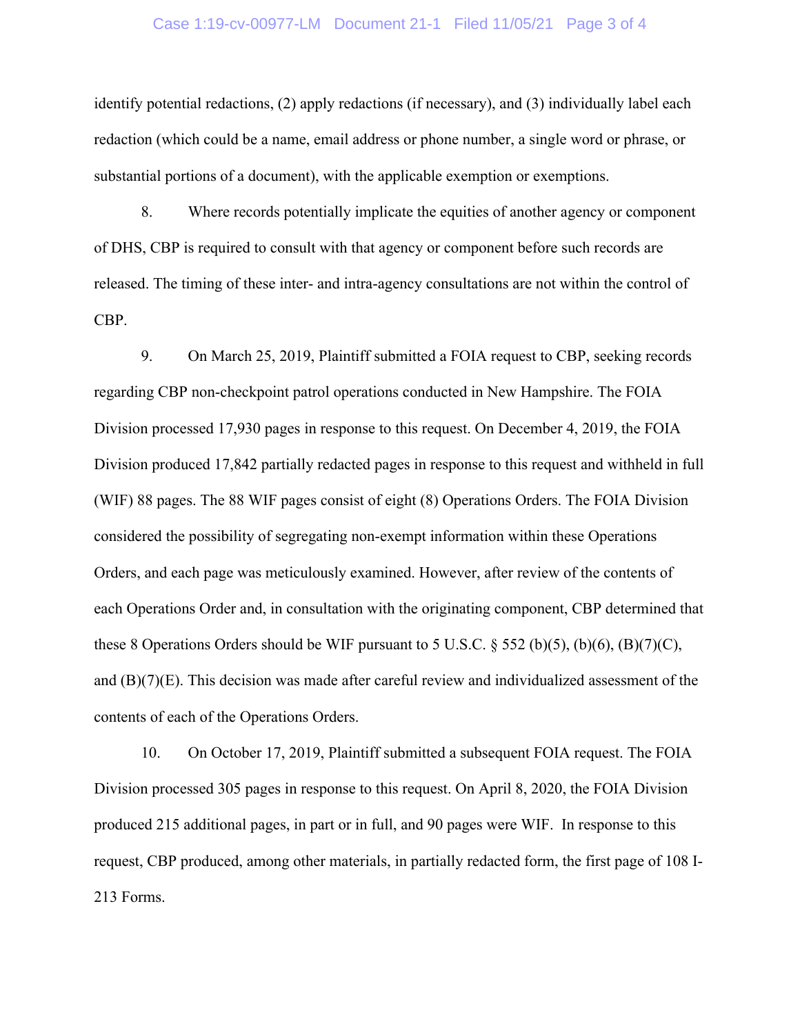identify potential redactions, (2) apply redactions (if necessary), and (3) individually label each redaction (which could be a name, email address or phone number, a single word or phrase, or substantial portions of a document), with the applicable exemption or exemptions.

8. Where records potentially implicate the equities of another agency or component of DHS, CBP is required to consult with that agency or component before such records are released. The timing of these inter- and intra-agency consultations are not within the control of CBP.

9. On March 25, 2019, Plaintiff submitted a FOIA request to CBP, seeking records regarding CBP non-checkpoint patrol operations conducted in New Hampshire. The FOIA Division processed 17,930 pages in response to this request. On December 4, 2019, the FOIA Division produced 17,842 partially redacted pages in response to this request and withheld in full (WIF) 88 pages. The 88 WIF pages consist of eight (8) Operations Orders. The FOIA Division considered the possibility of segregating non-exempt information within these Operations Orders, and each page was meticulously examined. However, after review of the contents of each Operations Order and, in consultation with the originating component, CBP determined that these 8 Operations Orders should be WIF pursuant to 5 U.S.C. § 552 (b)(5), (b)(6), (B)(7)(C), and (B)(7)(E). This decision was made after careful review and individualized assessment of the contents of each of the Operations Orders.

10. On October 17, 2019, Plaintiff submitted a subsequent FOIA request. The FOIA Division processed 305 pages in response to this request. On April 8, 2020, the FOIA Division produced 215 additional pages, in part or in full, and 90 pages were WIF. In response to this request, CBP produced, among other materials, in partially redacted form, the first page of 108 I-213 Forms.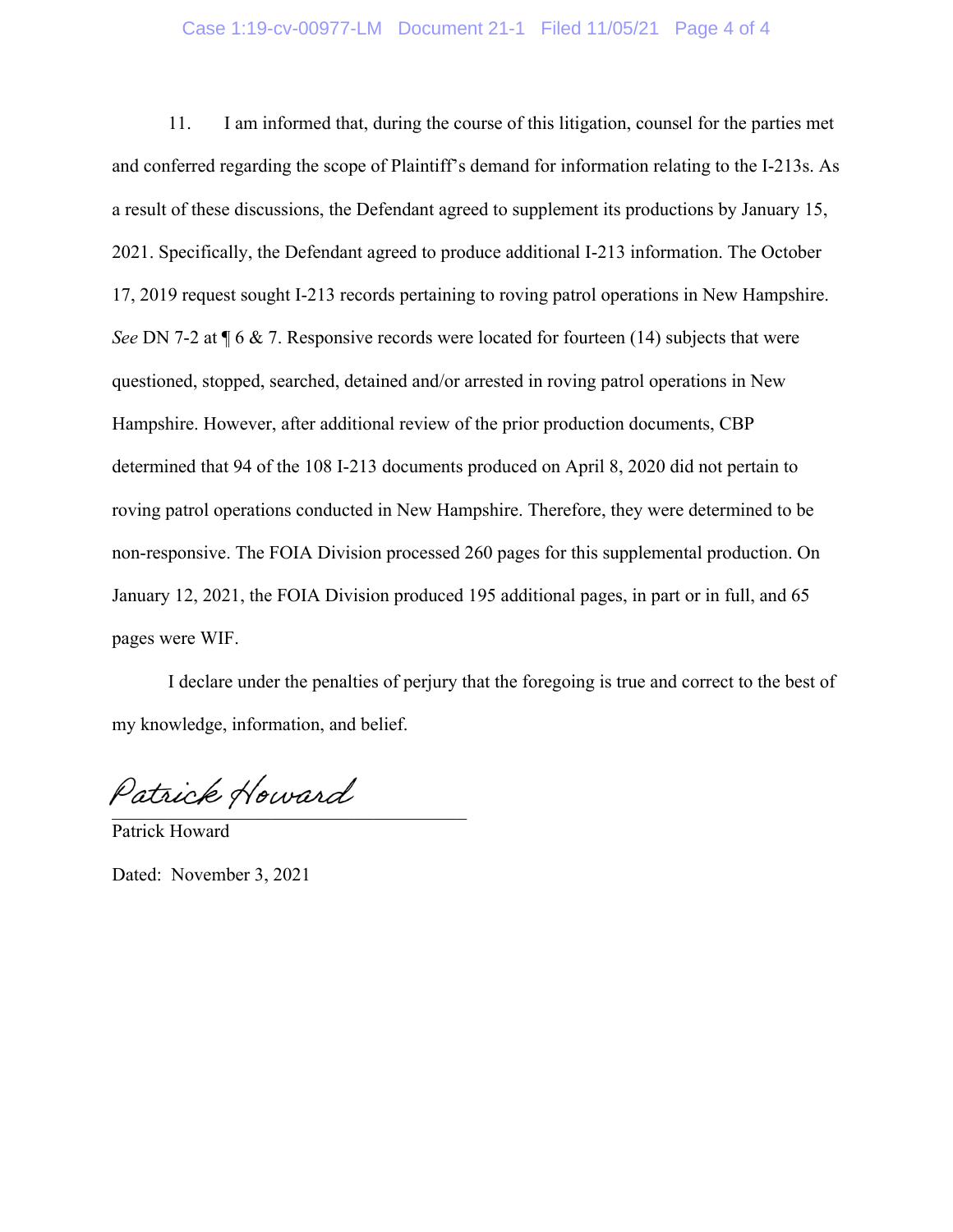11. I am informed that, during the course of this litigation, counsel for the parties met and conferred regarding the scope of Plaintiff's demand for information relating to the I-213s. As a result of these discussions, the Defendant agreed to supplement its productions by January 15, 2021. Specifically, the Defendant agreed to produce additional I-213 information. The October 17, 2019 request sought I-213 records pertaining to roving patrol operations in New Hampshire. *See* DN 7-2 at ¶ 6 & 7. Responsive records were located for fourteen (14) subjects that were questioned, stopped, searched, detained and/or arrested in roving patrol operations in New Hampshire. However, after additional review of the prior production documents, CBP determined that 94 of the 108 I-213 documents produced on April 8, 2020 did not pertain to roving patrol operations conducted in New Hampshire. Therefore, they were determined to be non-responsive. The FOIA Division processed 260 pages for this supplemental production. On January 12, 2021, the FOIA Division produced 195 additional pages, in part or in full, and 65 pages were WIF.

I declare under the penalties of perjury that the foregoing is true and correct to the best of my knowledge, information, and belief.

Patrick Howard

Patrick Howard

Dated: November 3, 2021